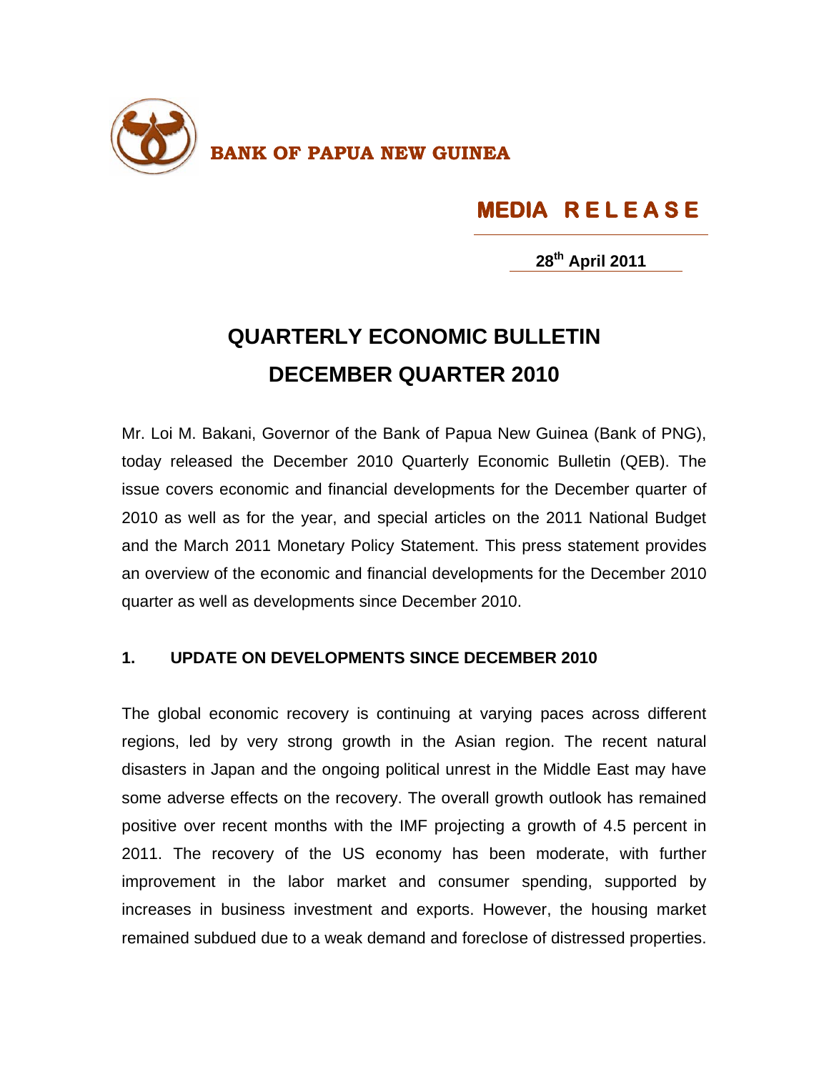**BANK OF PAPUA NEW GUINEA**

**MEDIA RELEASE**

**28th April 2011**

# QUARTERLY ECONOMIC BULLETIN
# DECEMBER QUARTER 2010

Mr. Loi M. Bakani, Governor of the Bank of Papua New Guinea (Bank of PNG), today released the December 2010 Quarterly Economic Bulletin (QEB). The issue covers economic and financial developments for the December quarter of 2010 as well as for the year, and special articles on the 2011 National Budget and the March 2011 Monetary Policy Statement. This press statement provides an overview of the economic and financial developments for the December 2010 quarter as well as developments since December 2010.

## 1. UPDATE ON DEVELOPMENTS SINCE DECEMBER 2010

The global economic recovery is continuing at varying paces across different regions, led by very strong growth in the Asian region. The recent natural disasters in Japan and the ongoing political unrest in the Middle East may have some adverse effects on the recovery. The overall growth outlook has remained positive over recent months with the IMF projecting a growth of 4.5 percent in 2011. The recovery of the US economy has been moderate, with further improvement in the labor market and consumer spending, supported by increases in business investment and exports. However, the housing market remained subdued due to a weak demand and foreclose of distressed properties.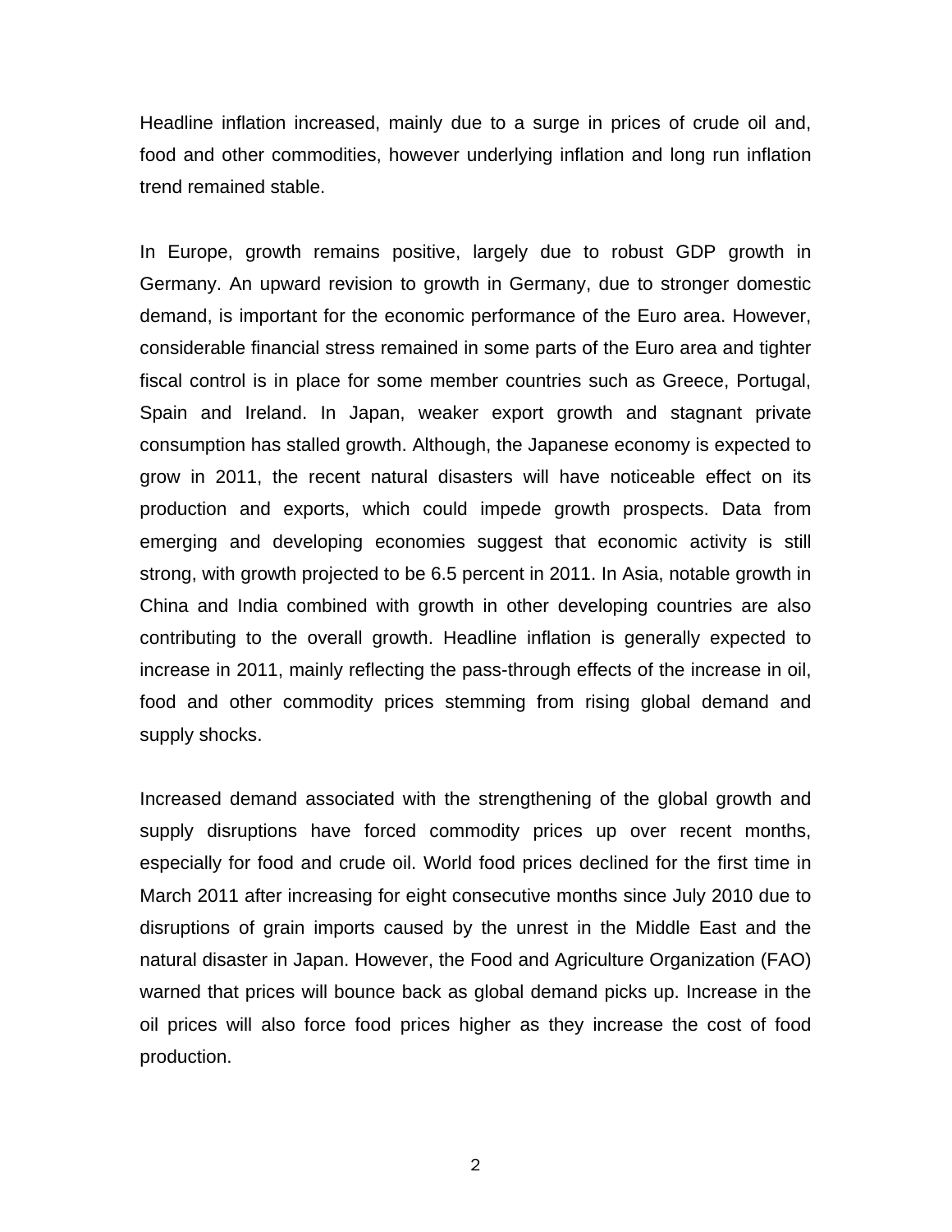Headline inflation increased, mainly due to a surge in prices of crude oil and, food and other commodities, however underlying inflation and long run inflation trend remained stable.

In Europe, growth remains positive, largely due to robust GDP growth in Germany. An upward revision to growth in Germany, due to stronger domestic demand, is important for the economic performance of the Euro area. However, considerable financial stress remained in some parts of the Euro area and tighter fiscal control is in place for some member countries such as Greece, Portugal, Spain and Ireland. In Japan, weaker export growth and stagnant private consumption has stalled growth. Although, the Japanese economy is expected to grow in 2011, the recent natural disasters will have noticeable effect on its production and exports, which could impede growth prospects. Data from emerging and developing economies suggest that economic activity is still strong, with growth projected to be 6.5 percent in 2011. In Asia, notable growth in China and India combined with growth in other developing countries are also contributing to the overall growth. Headline inflation is generally expected to increase in 2011, mainly reflecting the pass-through effects of the increase in oil, food and other commodity prices stemming from rising global demand and supply shocks.

Increased demand associated with the strengthening of the global growth and supply disruptions have forced commodity prices up over recent months, especially for food and crude oil. World food prices declined for the first time in March 2011 after increasing for eight consecutive months since July 2010 due to disruptions of grain imports caused by the unrest in the Middle East and the natural disaster in Japan. However, the Food and Agriculture Organization (FAO) warned that prices will bounce back as global demand picks up. Increase in the oil prices will also force food prices higher as they increase the cost of food production.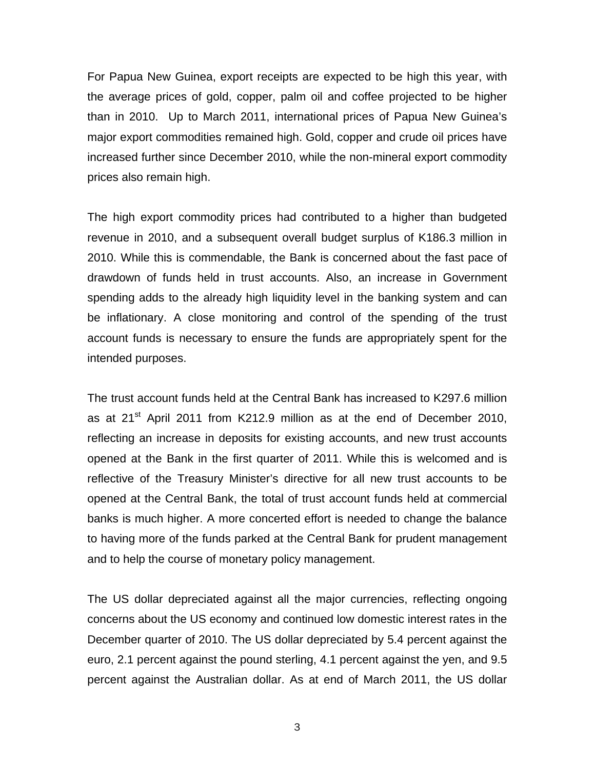For Papua New Guinea, export receipts are expected to be high this year, with the average prices of gold, copper, palm oil and coffee projected to be higher than in 2010. Up to March 2011, international prices of Papua New Guinea's major export commodities remained high. Gold, copper and crude oil prices have increased further since December 2010, while the non-mineral export commodity prices also remain high.

The high export commodity prices had contributed to a higher than budgeted revenue in 2010, and a subsequent overall budget surplus of K186.3 million in 2010. While this is commendable, the Bank is concerned about the fast pace of drawdown of funds held in trust accounts. Also, an increase in Government spending adds to the already high liquidity level in the banking system and can be inflationary. A close monitoring and control of the spending of the trust account funds is necessary to ensure the funds are appropriately spent for the intended purposes.

The trust account funds held at the Central Bank has increased to K297.6 million as at 21st April 2011 from K212.9 million as at the end of December 2010, reflecting an increase in deposits for existing accounts, and new trust accounts opened at the Bank in the first quarter of 2011. While this is welcomed and is reflective of the Treasury Minister's directive for all new trust accounts to be opened at the Central Bank, the total of trust account funds held at commercial banks is much higher. A more concerted effort is needed to change the balance to having more of the funds parked at the Central Bank for prudent management and to help the course of monetary policy management.

The US dollar depreciated against all the major currencies, reflecting ongoing concerns about the US economy and continued low domestic interest rates in the December quarter of 2010. The US dollar depreciated by 5.4 percent against the euro, 2.1 percent against the pound sterling, 4.1 percent against the yen, and 9.5 percent against the Australian dollar. As at end of March 2011, the US dollar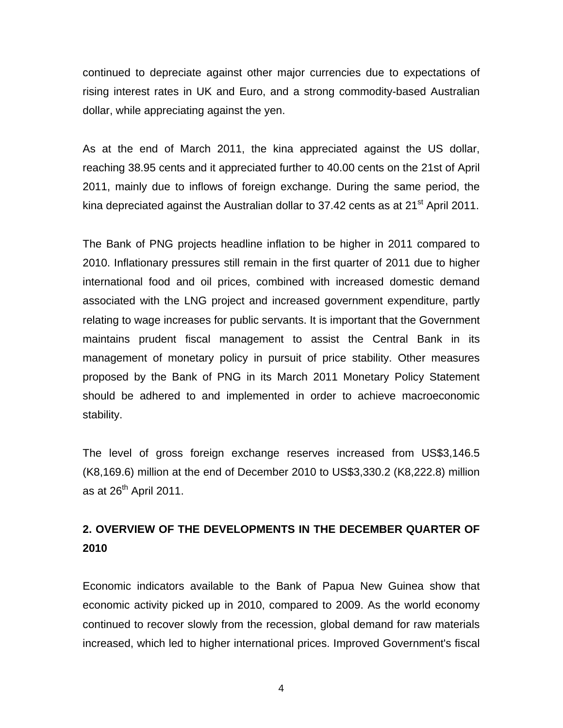continued to depreciate against other major currencies due to expectations of rising interest rates in UK and Euro, and a strong commodity-based Australian dollar, while appreciating against the yen.

As at the end of March 2011, the kina appreciated against the US dollar, reaching 38.95 cents and it appreciated further to 40.00 cents on the 21st of April 2011, mainly due to inflows of foreign exchange. During the same period, the kina depreciated against the Australian dollar to 37.42 cents as at 21st April 2011.

The Bank of PNG projects headline inflation to be higher in 2011 compared to 2010. Inflationary pressures still remain in the first quarter of 2011 due to higher international food and oil prices, combined with increased domestic demand associated with the LNG project and increased government expenditure, partly relating to wage increases for public servants. It is important that the Government maintains prudent fiscal management to assist the Central Bank in its management of monetary policy in pursuit of price stability. Other measures proposed by the Bank of PNG in its March 2011 Monetary Policy Statement should be adhered to and implemented in order to achieve macroeconomic stability.

The level of gross foreign exchange reserves increased from US$3,146.5 (K8,169.6) million at the end of December 2010 to US$3,330.2 (K8,222.8) million as at 26th April 2011.

## 2. OVERVIEW OF THE DEVELOPMENTS IN THE DECEMBER QUARTER OF 2010

Economic indicators available to the Bank of Papua New Guinea show that economic activity picked up in 2010, compared to 2009. As the world economy continued to recover slowly from the recession, global demand for raw materials increased, which led to higher international prices. Improved Government's fiscal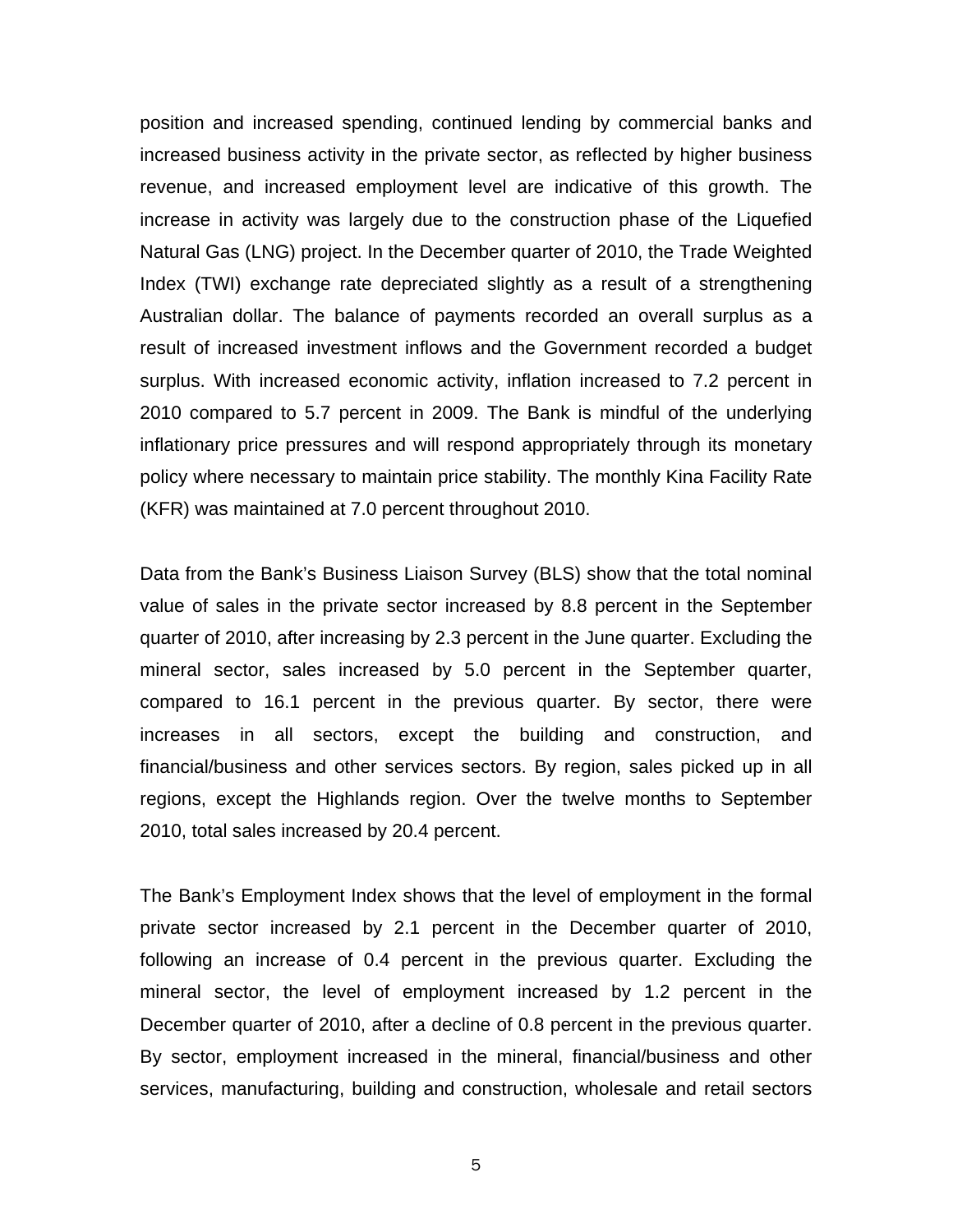position and increased spending, continued lending by commercial banks and increased business activity in the private sector, as reflected by higher business revenue, and increased employment level are indicative of this growth. The increase in activity was largely due to the construction phase of the Liquefied Natural Gas (LNG) project. In the December quarter of 2010, the Trade Weighted Index (TWI) exchange rate depreciated slightly as a result of a strengthening Australian dollar. The balance of payments recorded an overall surplus as a result of increased investment inflows and the Government recorded a budget surplus. With increased economic activity, inflation increased to 7.2 percent in 2010 compared to 5.7 percent in 2009. The Bank is mindful of the underlying inflationary price pressures and will respond appropriately through its monetary policy where necessary to maintain price stability. The monthly Kina Facility Rate (KFR) was maintained at 7.0 percent throughout 2010.

Data from the Bank's Business Liaison Survey (BLS) show that the total nominal value of sales in the private sector increased by 8.8 percent in the September quarter of 2010, after increasing by 2.3 percent in the June quarter. Excluding the mineral sector, sales increased by 5.0 percent in the September quarter, compared to 16.1 percent in the previous quarter. By sector, there were increases in all sectors, except the building and construction, and financial/business and other services sectors. By region, sales picked up in all regions, except the Highlands region. Over the twelve months to September 2010, total sales increased by 20.4 percent.

The Bank's Employment Index shows that the level of employment in the formal private sector increased by 2.1 percent in the December quarter of 2010, following an increase of 0.4 percent in the previous quarter. Excluding the mineral sector, the level of employment increased by 1.2 percent in the December quarter of 2010, after a decline of 0.8 percent in the previous quarter. By sector, employment increased in the mineral, financial/business and other services, manufacturing, building and construction, wholesale and retail sectors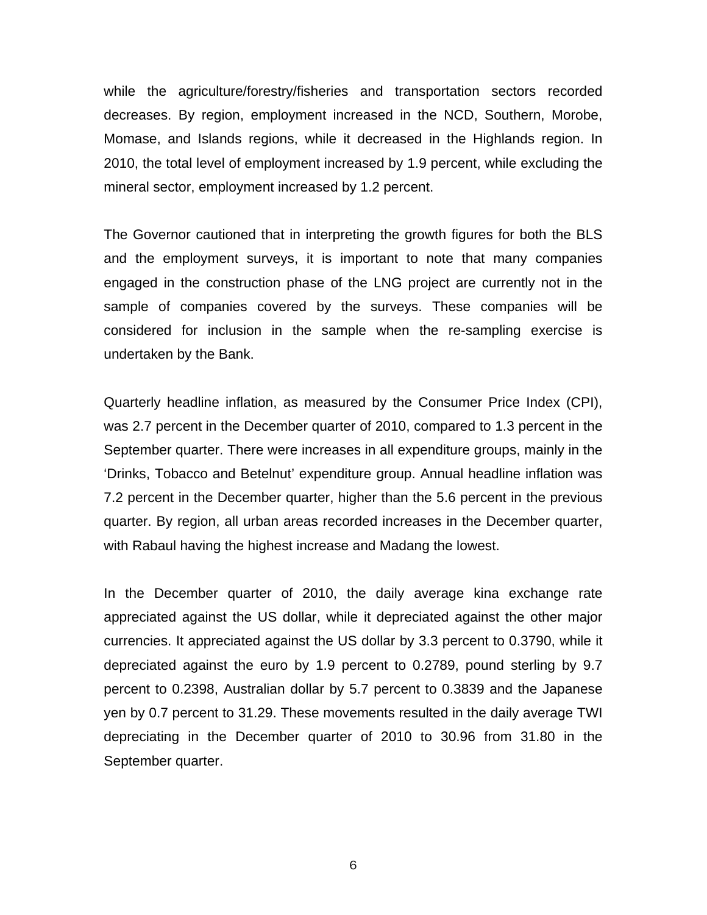while the agriculture/forestry/fisheries and transportation sectors recorded decreases. By region, employment increased in the NCD, Southern, Morobe, Momase, and Islands regions, while it decreased in the Highlands region. In 2010, the total level of employment increased by 1.9 percent, while excluding the mineral sector, employment increased by 1.2 percent.

The Governor cautioned that in interpreting the growth figures for both the BLS and the employment surveys, it is important to note that many companies engaged in the construction phase of the LNG project are currently not in the sample of companies covered by the surveys. These companies will be considered for inclusion in the sample when the re-sampling exercise is undertaken by the Bank.

Quarterly headline inflation, as measured by the Consumer Price Index (CPI), was 2.7 percent in the December quarter of 2010, compared to 1.3 percent in the September quarter. There were increases in all expenditure groups, mainly in the 'Drinks, Tobacco and Betelnut' expenditure group. Annual headline inflation was 7.2 percent in the December quarter, higher than the 5.6 percent in the previous quarter. By region, all urban areas recorded increases in the December quarter, with Rabaul having the highest increase and Madang the lowest.

In the December quarter of 2010, the daily average kina exchange rate appreciated against the US dollar, while it depreciated against the other major currencies. It appreciated against the US dollar by 3.3 percent to 0.3790, while it depreciated against the euro by 1.9 percent to 0.2789, pound sterling by 9.7 percent to 0.2398, Australian dollar by 5.7 percent to 0.3839 and the Japanese yen by 0.7 percent to 31.29. These movements resulted in the daily average TWI depreciating in the December quarter of 2010 to 30.96 from 31.80 in the September quarter.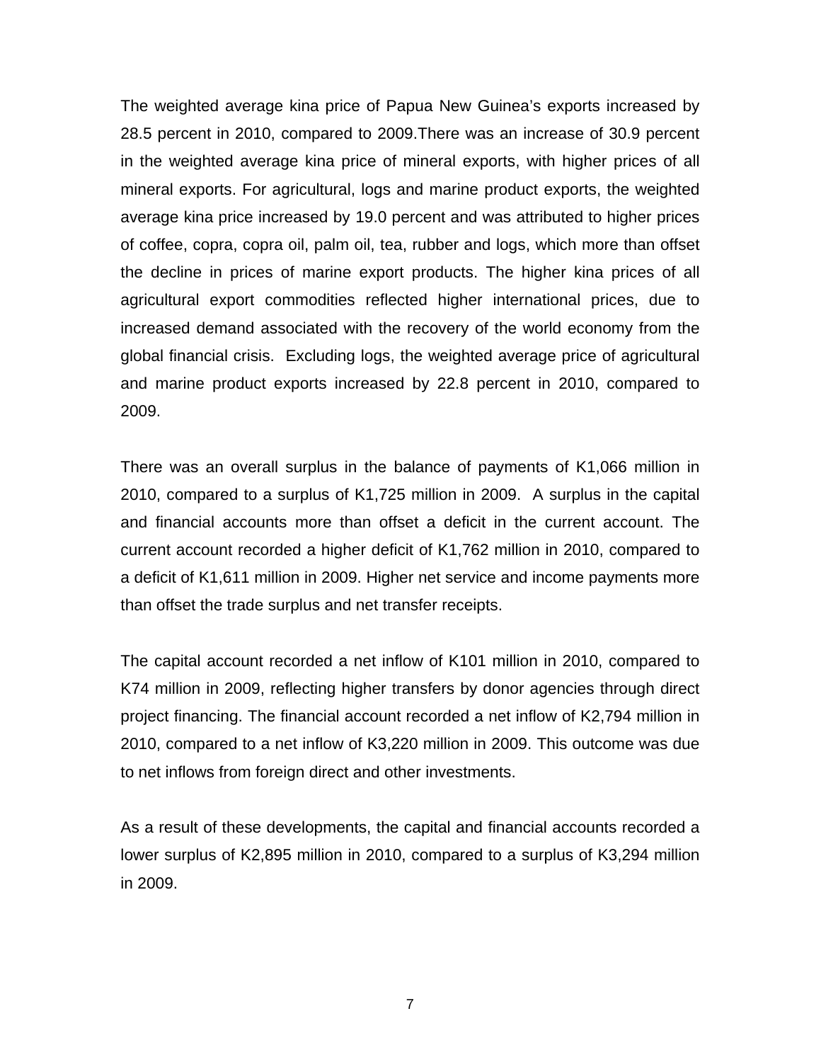The weighted average kina price of Papua New Guinea's exports increased by 28.5 percent in 2010, compared to 2009.There was an increase of 30.9 percent in the weighted average kina price of mineral exports, with higher prices of all mineral exports. For agricultural, logs and marine product exports, the weighted average kina price increased by 19.0 percent and was attributed to higher prices of coffee, copra, copra oil, palm oil, tea, rubber and logs, which more than offset the decline in prices of marine export products. The higher kina prices of all agricultural export commodities reflected higher international prices, due to increased demand associated with the recovery of the world economy from the global financial crisis. Excluding logs, the weighted average price of agricultural and marine product exports increased by 22.8 percent in 2010, compared to 2009.

There was an overall surplus in the balance of payments of K1,066 million in 2010, compared to a surplus of K1,725 million in 2009. A surplus in the capital and financial accounts more than offset a deficit in the current account. The current account recorded a higher deficit of K1,762 million in 2010, compared to a deficit of K1,611 million in 2009. Higher net service and income payments more than offset the trade surplus and net transfer receipts.

The capital account recorded a net inflow of K101 million in 2010, compared to K74 million in 2009, reflecting higher transfers by donor agencies through direct project financing. The financial account recorded a net inflow of K2,794 million in 2010, compared to a net inflow of K3,220 million in 2009. This outcome was due to net inflows from foreign direct and other investments.

As a result of these developments, the capital and financial accounts recorded a lower surplus of K2,895 million in 2010, compared to a surplus of K3,294 million in 2009.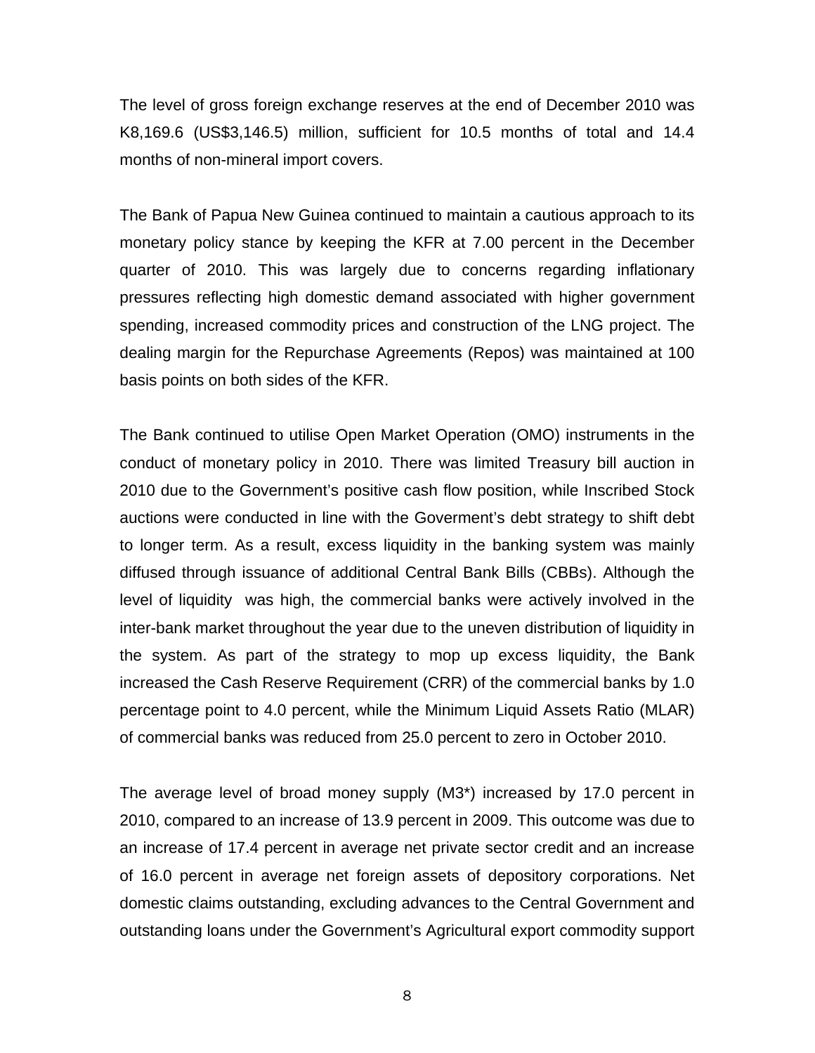The level of gross foreign exchange reserves at the end of December 2010 was K8,169.6 (US$3,146.5) million, sufficient for 10.5 months of total and 14.4 months of non-mineral import covers.

The Bank of Papua New Guinea continued to maintain a cautious approach to its monetary policy stance by keeping the KFR at 7.00 percent in the December quarter of 2010. This was largely due to concerns regarding inflationary pressures reflecting high domestic demand associated with higher government spending, increased commodity prices and construction of the LNG project. The dealing margin for the Repurchase Agreements (Repos) was maintained at 100 basis points on both sides of the KFR.

The Bank continued to utilise Open Market Operation (OMO) instruments in the conduct of monetary policy in 2010. There was limited Treasury bill auction in 2010 due to the Government's positive cash flow position, while Inscribed Stock auctions were conducted in line with the Goverment's debt strategy to shift debt to longer term. As a result, excess liquidity in the banking system was mainly diffused through issuance of additional Central Bank Bills (CBBs). Although the level of liquidity was high, the commercial banks were actively involved in the inter-bank market throughout the year due to the uneven distribution of liquidity in the system. As part of the strategy to mop up excess liquidity, the Bank increased the Cash Reserve Requirement (CRR) of the commercial banks by 1.0 percentage point to 4.0 percent, while the Minimum Liquid Assets Ratio (MLAR) of commercial banks was reduced from 25.0 percent to zero in October 2010.

The average level of broad money supply (M3*) increased by 17.0 percent in 2010, compared to an increase of 13.9 percent in 2009. This outcome was due to an increase of 17.4 percent in average net private sector credit and an increase of 16.0 percent in average net foreign assets of depository corporations. Net domestic claims outstanding, excluding advances to the Central Government and outstanding loans under the Government's Agricultural export commodity support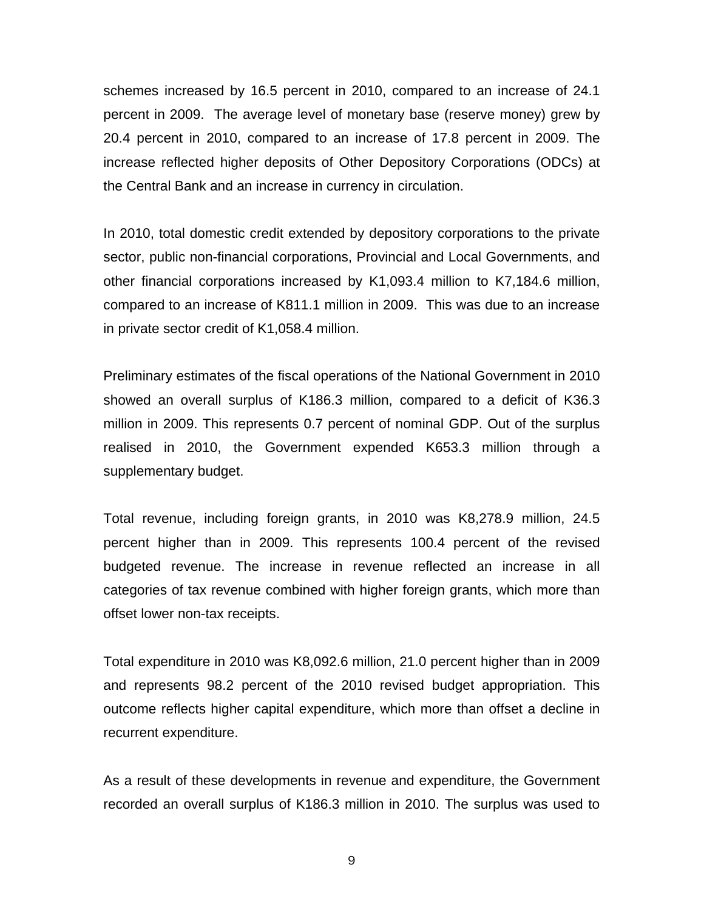schemes increased by 16.5 percent in 2010, compared to an increase of 24.1 percent in 2009. The average level of monetary base (reserve money) grew by 20.4 percent in 2010, compared to an increase of 17.8 percent in 2009. The increase reflected higher deposits of Other Depository Corporations (ODCs) at the Central Bank and an increase in currency in circulation.

In 2010, total domestic credit extended by depository corporations to the private sector, public non-financial corporations, Provincial and Local Governments, and other financial corporations increased by K1,093.4 million to K7,184.6 million, compared to an increase of K811.1 million in 2009. This was due to an increase in private sector credit of K1,058.4 million.

Preliminary estimates of the fiscal operations of the National Government in 2010 showed an overall surplus of K186.3 million, compared to a deficit of K36.3 million in 2009. This represents 0.7 percent of nominal GDP. Out of the surplus realised in 2010, the Government expended K653.3 million through a supplementary budget.

Total revenue, including foreign grants, in 2010 was K8,278.9 million, 24.5 percent higher than in 2009. This represents 100.4 percent of the revised budgeted revenue. The increase in revenue reflected an increase in all categories of tax revenue combined with higher foreign grants, which more than offset lower non-tax receipts.

Total expenditure in 2010 was K8,092.6 million, 21.0 percent higher than in 2009 and represents 98.2 percent of the 2010 revised budget appropriation. This outcome reflects higher capital expenditure, which more than offset a decline in recurrent expenditure.

As a result of these developments in revenue and expenditure, the Government recorded an overall surplus of K186.3 million in 2010. The surplus was used to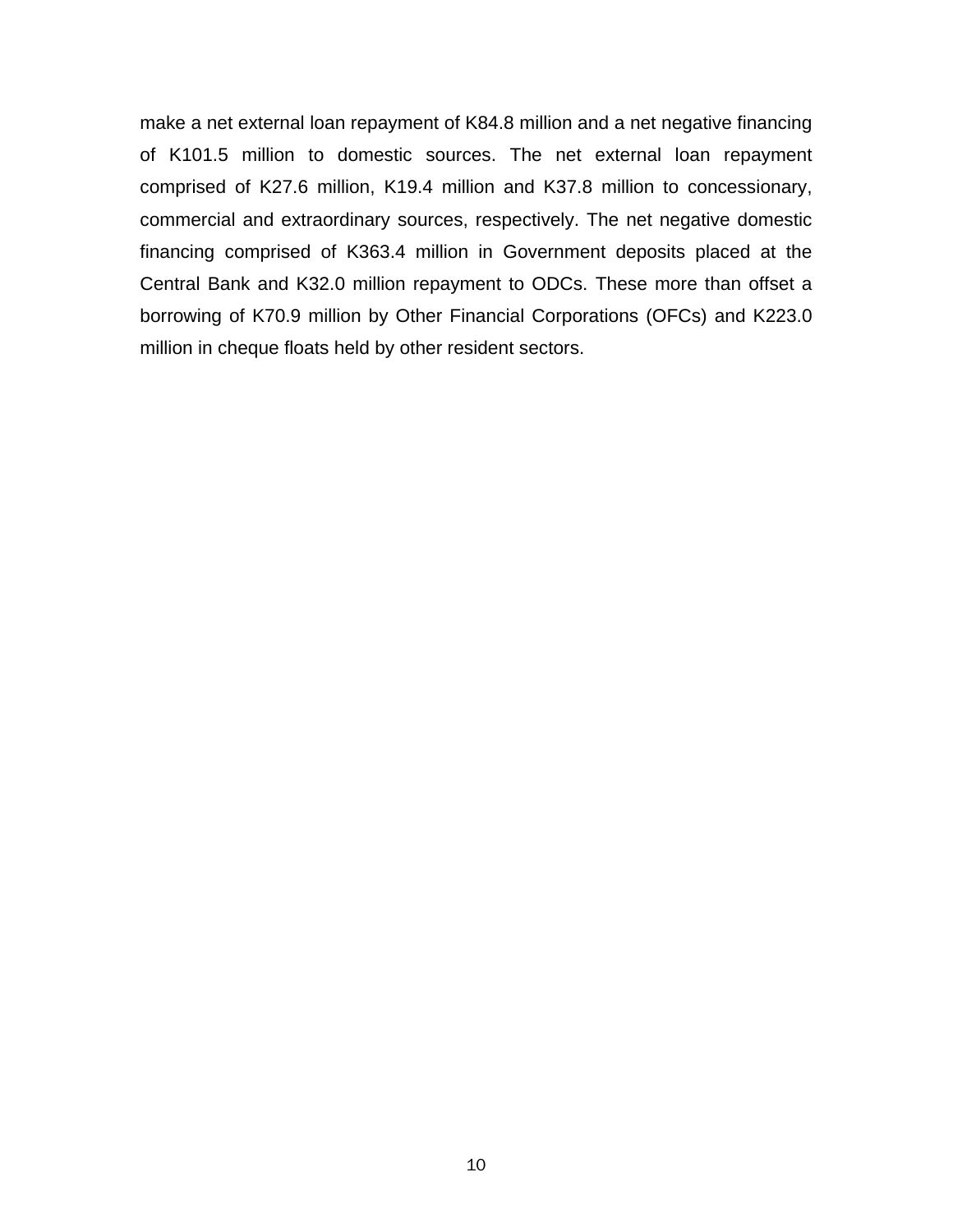make a net external loan repayment of K84.8 million and a net negative financing of K101.5 million to domestic sources. The net external loan repayment comprised of K27.6 million, K19.4 million and K37.8 million to concessionary, commercial and extraordinary sources, respectively. The net negative domestic financing comprised of K363.4 million in Government deposits placed at the Central Bank and K32.0 million repayment to ODCs. These more than offset a borrowing of K70.9 million by Other Financial Corporations (OFCs) and K223.0 million in cheque floats held by other resident sectors.